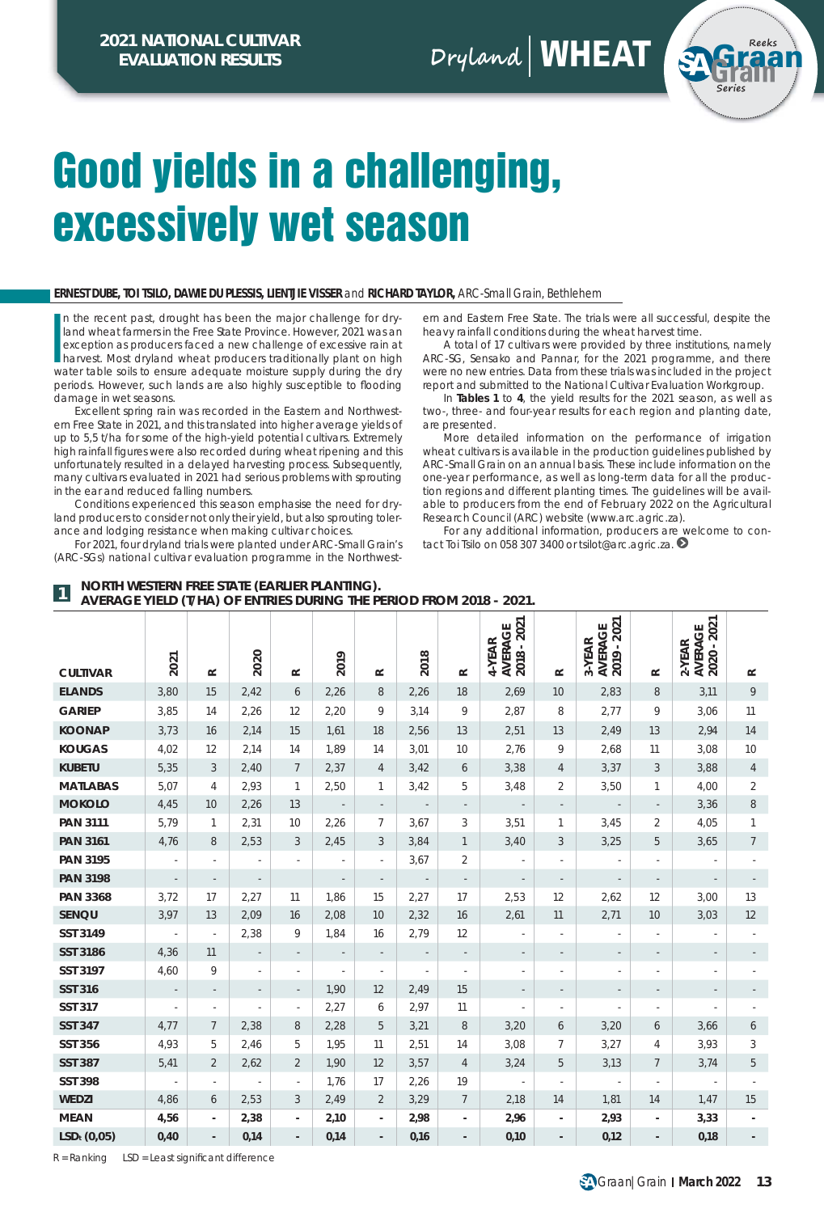2021 NATIONAL CULTIVAR EVALUATION RESULTS

Dryland | WHEAT

# Good yields in a challenging, excessively wet season

**ERNEST DUBE, TOI TSILO, DAWIE DU PLESSIS, LIENTJIE VISSER** and **RICHARD TAYLOR,** *ARC-Small Grain, Bethlehem*

In the recent past, drought has been the major challenge for dryland wheat farmers in the Free State Province. However, 2021 was an exception as producers faced a new challenge of excessive rain at harvest. Most dryland wheat producers traditionally plant on high water table soils to ensure adequate moisture supply during the dry periods. However, such lands are also highly susceptible to flooding damage in wet seasons.

Excellent spring rain was recorded in the Eastern and Northwestern Free State in 2021, and this translated into higher average yields of up to 5,5 t/ha for some of the high-yield potential cultivars. Extremely high rainfall figures were also recorded during wheat ripening and this unfortunately resulted in a delayed harvesting process. Subsequently, many cultivars evaluated in 2021 had serious problems with sprouting in the ear and reduced falling numbers.

Conditions experienced this season emphasise the need for dryland producers to consider not only their yield, but also sprouting tolerance and lodging resistance when making cultivar choices.

For 2021, four dryland trials were planted under ARC-Small Grain's (ARC-SGs) national cultivar evaluation programme in the Northwestern and Eastern Free State. The trials were all successful, despite the heavy rainfall conditions during the wheat harvest time.

A total of 17 cultivars were provided by three institutions, namely ARC-SG, Sensako and Pannar, for the 2021 programme, and there were no new entries. Data from these trials was included in the project report and submitted to the National Cultivar Evaluation Workgroup.

In **Tables 1** to **4**, the yield results for the 2021 season, as well as two-, three- and four-year results for each region and planting date, are presented.

More detailed information on the performance of irrigation wheat cultivars is available in the production guidelines published by ARC-Small Grain on an annual basis. These include information on the one-year performance, as well as long-term data for all the production regions and different planting times. The guidelines will be available to producers from the end of February 2022 on the Agricultural Research Council (ARC) website (www.arc.agric.za).

For any additional information, producers are welcome to contact Toi Tsilo on 058 307 3400 or tsilot@arc.agric.za.

**1 NORTH WESTERN FREE STATE (EARLIER PLANTING). AVERAGE YIELD (T/HA) OF ENTRIES DURING THE PERIOD FROM 2018 - 2021.**

| CULTIVAR | 2021 | R | 2020 | R | 2019 | R | 2018 | R | 4-YEAR AVERAGE 2018 - 2021 | R | 3-YEAR AVERAGE 2019 - 2021 | R | 2-YEAR AVERAGE 2020 - 2021 | R |
|---|---|---|---|---|---|---|---|---|---|---|---|---|---|---|
| ELANDS | 3,80 | 15 | 2,42 | 6 | 2,26 | 8 | 2,26 | 18 | 2,69 | 10 | 2,83 | 8 | 3,11 | 9 |
| GARIEP | 3,85 | 14 | 2,26 | 12 | 2,20 | 9 | 3,14 | 9 | 2,87 | 8 | 2,77 | 9 | 3,06 | 11 |
| KOONAP | 3,73 | 16 | 2,14 | 15 | 1,61 | 18 | 2,56 | 13 | 2,51 | 13 | 2,49 | 13 | 2,94 | 14 |
| KOUGAS | 4,02 | 12 | 2,14 | 14 | 1,89 | 14 | 3,01 | 10 | 2,76 | 9 | 2,68 | 11 | 3,08 | 10 |
| KUBETU | 5,35 | 3 | 2,40 | 7 | 2,37 | 4 | 3,42 | 6 | 3,38 | 4 | 3,37 | 3 | 3,88 | 4 |
| MATLABAS | 5,07 | 4 | 2,93 | 1 | 2,50 | 1 | 3,42 | 5 | 3,48 | 2 | 3,50 | 1 | 4,00 | 2 |
| MOKOLO | 4,45 | 10 | 2,26 | 13 | - | - | - | - | - | - | - | - | 3,36 | 8 |
| PAN 3111 | 5,79 | 1 | 2,31 | 10 | 2,26 | 7 | 3,67 | 3 | 3,51 | 1 | 3,45 | 2 | 4,05 | 1 |
| PAN 3161 | 4,76 | 8 | 2,53 | 3 | 2,45 | 3 | 3,84 | 1 | 3,40 | 3 | 3,25 | 5 | 3,65 | 7 |
| PAN 3195 | - | - | - | - | - | - | 3,67 | 2 | - | - | - | - | - | - |
| PAN 3198 | - | - | - | | - | - | - | - | - | - | - | - | - | - |
| PAN 3368 | 3,72 | 17 | 2,27 | 11 | 1,86 | 15 | 2,27 | 17 | 2,53 | 12 | 2,62 | 12 | 3,00 | 13 |
| SENQU | 3,97 | 13 | 2,09 | 16 | 2,08 | 10 | 2,32 | 16 | 2,61 | 11 | 2,71 | 10 | 3,03 | 12 |
| SST 3149 | - | - | 2,38 | 9 | 1,84 | 16 | 2,79 | 12 | - | - | - | - | - | - |
| SST 3186 | 4,36 | 11 | - | - | - | - | - | - | - | - | - | - | - | - |
| SST 3197 | 4,60 | 9 | - | - | - | - | - | - | - | - | - | - | - | - |
| SST 316 | - | - | - | - | 1,90 | 12 | 2,49 | 15 | - | - | - | - | - | - |
| SST 317 | - | - | - | - | 2,27 | 6 | 2,97 | 11 | - | - | - | - | - | - |
| SST 347 | 4,77 | 7 | 2,38 | 8 | 2,28 | 5 | 3,21 | 8 | 3,20 | 6 | 3,20 | 6 | 3,66 | 6 |
| SST 356 | 4,93 | 5 | 2,46 | 5 | 1,95 | 11 | 2,51 | 14 | 3,08 | 7 | 3,27 | 4 | 3,93 | 3 |
| SST 387 | 5,41 | 2 | 2,62 | 2 | 1,90 | 12 | 3,57 | 4 | 3,24 | 5 | 3,13 | 7 | 3,74 | 5 |
| SST 398 | - | - | - | - | 1,76 | 17 | 2,26 | 19 | - | - | - | - | - | - |
| WEDZI | 4,86 | 6 | 2,53 | 3 | 2,49 | 2 | 3,29 | 7 | 2,18 | 14 | 1,81 | 14 | 1,47 | 15 |
| **MEAN** | **4,56** | **-** | **2,38** | **-** | **2,10** | **-** | **2,98** | **-** | **2,96** | **-** | **2,93** | **-** | **3,33** | **-** |
| **LSD$_t$ (0,05)** | **0,40** | **-** | **0,14** | **-** | **0,14** | **-** | **0,16** | **-** | **0,10** | **-** | **0,12** | **-** | **0,18** | **-** |

R = Ranking    LSD = Least significant difference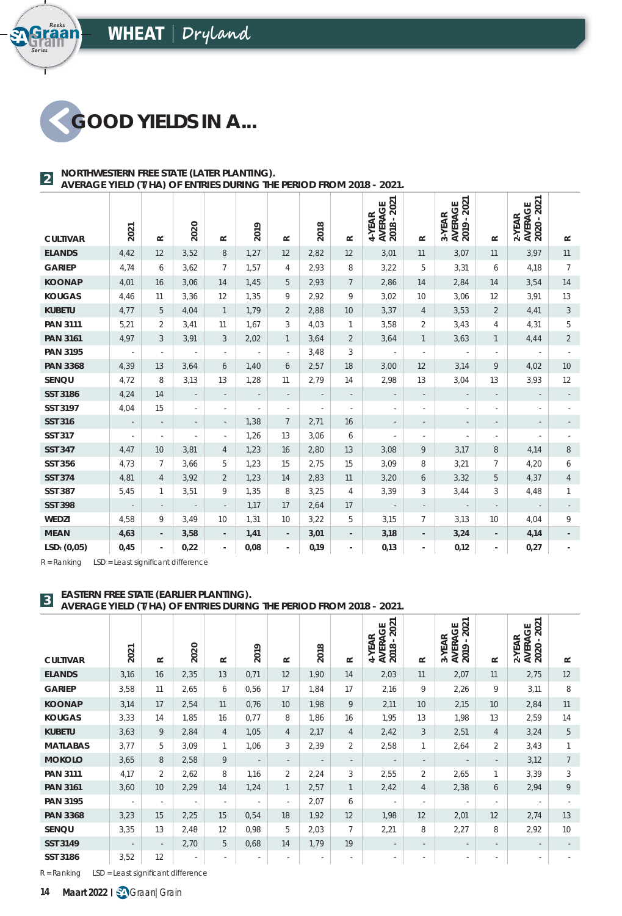# GOOD YIELDS IN A...

**2** **NORTHWESTERN FREE STATE (LATER PLANTING). AVERAGE YIELD (T/HA) OF ENTRIES DURING THE PERIOD FROM 2018 - 2021.**

| CULTIVAR | 2021 | R | 2020 | R | 2019 | R | 2018 | R | 4-YEAR AVERAGE 2018 - 2021 | R | 3-YEAR AVERAGE 2019 - 2021 | R | 2-YEAR AVERAGE 2020 - 2021 | R |
|---|---|---|---|---|---|---|---|---|---|---|---|---|---|---|
| **ELANDS** | 4,42 | 12 | 3,52 | 8 | 1,27 | 12 | 2,82 | 12 | 3,01 | 11 | 3,07 | 11 | 3,97 | 11 |
| **GARIEP** | 4,74 | 6 | 3,62 | 7 | 1,57 | 4 | 2,93 | 8 | 3,22 | 5 | 3,31 | 6 | 4,18 | 7 |
| **KOONAP** | 4,01 | 16 | 3,06 | 14 | 1,45 | 5 | 2,93 | 7 | 2,86 | 14 | 2,84 | 14 | 3,54 | 14 |
| **KOUGAS** | 4,46 | 11 | 3,36 | 12 | 1,35 | 9 | 2,92 | 9 | 3,02 | 10 | 3,06 | 12 | 3,91 | 13 |
| **KUBETU** | 4,77 | 5 | 4,04 | 1 | 1,79 | 2 | 2,88 | 10 | 3,37 | 4 | 3,53 | 2 | 4,41 | 3 |
| **PAN 3111** | 5,21 | 2 | 3,41 | 11 | 1,67 | 3 | 4,03 | 1 | 3,58 | 2 | 3,43 | 4 | 4,31 | 5 |
| **PAN 3161** | 4,97 | 3 | 3,91 | 3 | 2,02 | 1 | 3,64 | 2 | 3,64 | 1 | 3,63 | 1 | 4,44 | 2 |
| **PAN 3195** | - | - | - | - | - | - | 3,48 | 3 | - | - | - | - | - | - |
| **PAN 3368** | 4,39 | 13 | 3,64 | 6 | 1,40 | 6 | 2,57 | 18 | 3,00 | 12 | 3,14 | 9 | 4,02 | 10 |
| **SENQU** | 4,72 | 8 | 3,13 | 13 | 1,28 | 11 | 2,79 | 14 | 2,98 | 13 | 3,04 | 13 | 3,93 | 12 |
| **SST 3186** | 4,24 | 14 | - | - | - | - | - | - | - | - | - | - | - | - |
| **SST 3197** | 4,04 | 15 | - | - | - | - | - | - | - | - | - | - | - | - |
| **SST 316** | - | - | - | - | 1,38 | 7 | 2,71 | 16 | - | - | - | - | - | - |
| **SST 317** | - | - | - | - | 1,26 | 13 | 3,06 | 6 | - | - | - | - | - | - |
| **SST 347** | 4,47 | 10 | 3,81 | 4 | 1,23 | 16 | 2,80 | 13 | 3,08 | 9 | 3,17 | 8 | 4,14 | 8 |
| **SST 356** | 4,73 | 7 | 3,66 | 5 | 1,23 | 15 | 2,75 | 15 | 3,09 | 8 | 3,21 | 7 | 4,20 | 6 |
| **SST 374** | 4,81 | 4 | 3,92 | 2 | 1,23 | 14 | 2,83 | 11 | 3,20 | 6 | 3,32 | 5 | 4,37 | 4 |
| **SST 387** | 5,45 | 1 | 3,51 | 9 | 1,35 | 8 | 3,25 | 4 | 3,39 | 3 | 3,44 | 3 | 4,48 | 1 |
| **SST 398** | - | - | - | - | 1,17 | 17 | 2,64 | 17 | - | - | - | - | - | - |
| **WEDZI** | 4,58 | 9 | 3,49 | 10 | 1,31 | 10 | 3,22 | 5 | 3,15 | 7 | 3,13 | 10 | 4,04 | 9 |
| **MEAN** | **4,63** | - | **3,58** | - | **1,41** | - | **3,01** | - | **3,18** | - | **3,24** | - | **4,14** | - |
| **LSDt (0,05)** | **0,45** | - | **0,22** | - | **0,08** | - | **0,19** | - | **0,13** | - | **0,12** | - | **0,27** | - |

R = Ranking LSD = Least significant difference

**3** **EASTERN FREE STATE (EARLIER PLANTING). AVERAGE YIELD (T/HA) OF ENTRIES DURING THE PERIOD FROM 2018 - 2021.**

| CULTIVAR | 2021 | R | 2020 | R | 2019 | R | 2018 | R | 4-YEAR AVERAGE 2018 - 2021 | R | 3-YEAR AVERAGE 2019 - 2021 | R | 2-YEAR AVERAGE 2020 - 2021 | R |
|---|---|---|---|---|---|---|---|---|---|---|---|---|---|---|
| **ELANDS** | 3,16 | 16 | 2,35 | 13 | 0,71 | 12 | 1,90 | 14 | 2,03 | 11 | 2,07 | 11 | 2,75 | 12 |
| **GARIEP** | 3,58 | 11 | 2,65 | 6 | 0,56 | 17 | 1,84 | 17 | 2,16 | 9 | 2,26 | 9 | 3,11 | 8 |
| **KOONAP** | 3,14 | 17 | 2,54 | 11 | 0,76 | 10 | 1,98 | 9 | 2,11 | 10 | 2,15 | 10 | 2,84 | 11 |
| **KOUGAS** | 3,33 | 14 | 1,85 | 16 | 0,77 | 8 | 1,86 | 16 | 1,95 | 13 | 1,98 | 13 | 2,59 | 14 |
| **KUBETU** | 3,63 | 9 | 2,84 | 4 | 1,05 | 4 | 2,17 | 4 | 2,42 | 3 | 2,51 | 4 | 3,24 | 5 |
| **MATLABAS** | 3,77 | 5 | 3,09 | 1 | 1,06 | 3 | 2,39 | 2 | 2,58 | 1 | 2,64 | 2 | 3,43 | 1 |
| **MOKOLO** | 3,65 | 8 | 2,58 | 9 | - | - | - | - | - | - | - | - | 3,12 | 7 |
| **PAN 3111** | 4,17 | 2 | 2,62 | 8 | 1,16 | 2 | 2,24 | 3 | 2,55 | 2 | 2,65 | 1 | 3,39 | 3 |
| **PAN 3161** | 3,60 | 10 | 2,29 | 14 | 1,24 | 1 | 2,57 | 1 | 2,42 | 4 | 2,38 | 6 | 2,94 | 9 |
| **PAN 3195** | - | - | - | - | - | - | 2,07 | 6 | - | - | - | - | - | - |
| **PAN 3368** | 3,23 | 15 | 2,25 | 15 | 0,54 | 18 | 1,92 | 12 | 1,98 | 12 | 2,01 | 12 | 2,74 | 13 |
| **SENQU** | 3,35 | 13 | 2,48 | 12 | 0,98 | 5 | 2,03 | 7 | 2,21 | 8 | 2,27 | 8 | 2,92 | 10 |
| **SST 3149** | - | - | 2,70 | 5 | 0,68 | 14 | 1,79 | 19 | - | - | - | - | - | - |
| **SST 3186** | 3,52 | 12 | - | - | - | - | - | - | - | - | - | - | - | - |

R = Ranking LSD = Least significant difference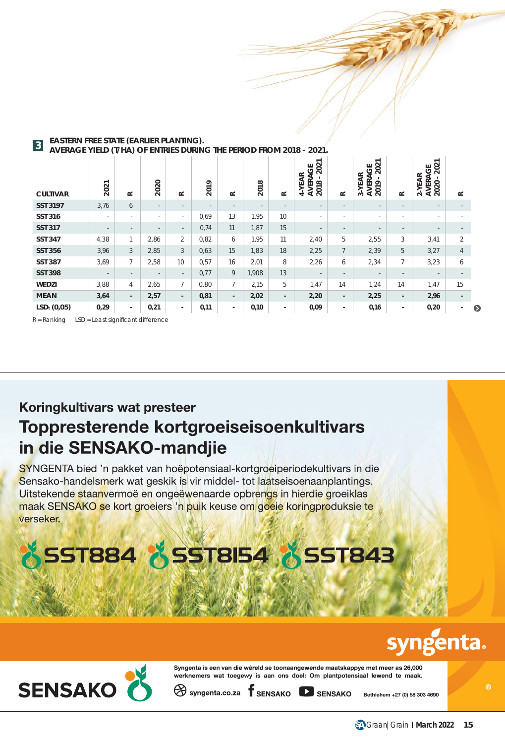## 3 EASTERN FREE STATE (EARLIER PLANTING). AVERAGE YIELD (T/HA) OF ENTRIES DURING THE PERIOD FROM 2018 - 2021.

| CULTIVAR | 2021 | R | 2020 | R | 2019 | R | 2018 | R | 4-YEAR AVERAGE 2018 - 2021 | R | 3-YEAR AVERAGE 2019 - 2021 | R | 2-YEAR AVERAGE 2020 - 2021 | R |
|---|---|---|---|---|---|---|---|---|---|---|---|---|---|---|
| **SST 3197** | 3,76 | 6 | - | - | - | - | - | - | - | - | - | - | - | - |
| **SST 316** | - | - | - | - | 0,69 | 13 | 1,95 | 10 | - | - | - | - | - | - |
| **SST 317** | - | - | - | - | 0,74 | 11 | 1,87 | 15 | - | - | - | - | - | - |
| **SST 347** | 4,38 | 1 | 2,86 | 2 | 0,82 | 6 | 1,95 | 11 | 2,40 | 5 | 2,55 | 3 | 3,41 | 2 |
| **SST 356** | 3,96 | 3 | 2,85 | 3 | 0,63 | 15 | 1,83 | 18 | 2,25 | 7 | 2,39 | 5 | 3,27 | 4 |
| **SST 387** | 3,69 | 7 | 2,58 | 10 | 0,57 | 16 | 2,01 | 8 | 2,26 | 6 | 2,34 | 7 | 3,23 | 6 |
| **SST 398** | - | - | - | - | 0,77 | 9 | 1,908 | 13 | - | - | - | - | - | - |
| **WEDZI** | 3,88 | 4 | 2,65 | 7 | 0,80 | 7 | 2,15 | 5 | 1,47 | 14 | 1,24 | 14 | 1,47 | 15 |
| **MEAN** | **3,64** | **-** | **2,57** | **-** | **0,81** | **-** | **2,02** | **-** | **2,20** | **-** | **2,25** | **-** | **2,96** | **-** |
| **LSD: (0,05)** | **0,29** | **-** | **0,21** | **-** | **0,11** | **-** | **0,10** | **-** | **0,09** | **-** | **0,16** | **-** | **0,20** | **-** |

R = Ranking LSD = Least significant difference

---

Koringkultivars wat presteer

# Toppresterende kortgroeiseisoenkultivars in die SENSAKO-mandjie

SYNGENTA bied 'n pakket van hoëpotensiaal-kortgroeiperiodekultivars in die Sensako-handelsmerk wat geskik is vir middel- tot laatseisoenaanplantings. Uitstekende staanvermoë en ongeëwenaarde opbrengs in hierdie groeiklas maak SENSAKO se kort groeiers 'n puik keuse om goeie koringproduksie te verseker.

**SST884 SST8154 SST843**

syngenta®

SENSAKO

Syngenta is een van die wêreld se toonaangewende maatskappye met meer as 26,000 werknemers wat toegewy is aan ons doel: Om plantpotensiaal lewend te maak.

syngenta.co.za | SENSAKO | SENSAKO | Bethlehem +27 (0) 58 303 4690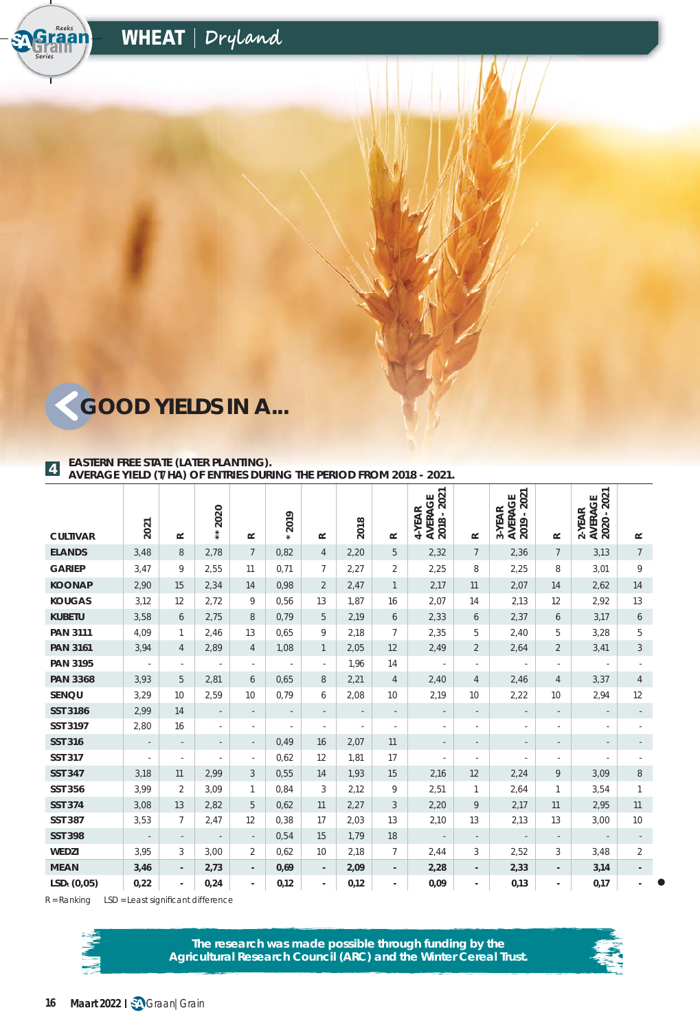# GOOD YIELDS IN A...

**4 EASTERN FREE STATE (LATER PLANTING). AVERAGE YIELD (T/HA) OF ENTRIES DURING THE PERIOD FROM 2018 - 2021.**

| CULTIVAR | 2021 | R | ** 2020 | R | * 2019 | R | 2018 | R | 4-YEAR AVERAGE 2018 - 2021 | R | 3-YEAR AVERAGE 2019 - 2021 | R | 2-YEAR AVERAGE 2020 - 2021 | R |
|---|---|---|---|---|---|---|---|---|---|---|---|---|---|---|
| **ELANDS** | 3,48 | 8 | 2,78 | 7 | 0,82 | 4 | 2,20 | 5 | 2,32 | 7 | 2,36 | 7 | 3,13 | 7 |
| **GARIEP** | 3,47 | 9 | 2,55 | 11 | 0,71 | 7 | 2,27 | 2 | 2,25 | 8 | 2,25 | 8 | 3,01 | 9 |
| **KOONAP** | 2,90 | 15 | 2,34 | 14 | 0,98 | 2 | 2,47 | 1 | 2,17 | 11 | 2,07 | 14 | 2,62 | 14 |
| **KOUGAS** | 3,12 | 12 | 2,72 | 9 | 0,56 | 13 | 1,87 | 16 | 2,07 | 14 | 2,13 | 12 | 2,92 | 13 |
| **KUBETU** | 3,58 | 6 | 2,75 | 8 | 0,79 | 5 | 2,19 | 6 | 2,33 | 6 | 2,37 | 6 | 3,17 | 6 |
| **PAN 3111** | 4,09 | 1 | 2,46 | 13 | 0,65 | 9 | 2,18 | 7 | 2,35 | 5 | 2,40 | 5 | 3,28 | 5 |
| **PAN 3161** | 3,94 | 4 | 2,89 | 4 | 1,08 | 1 | 2,05 | 12 | 2,49 | 2 | 2,64 | 2 | 3,41 | 3 |
| **PAN 3195** | - | - | - | - | - | - | 1,96 | 14 | - | - | - | - | - | - |
| **PAN 3368** | 3,93 | 5 | 2,81 | 6 | 0,65 | 8 | 2,21 | 4 | 2,40 | 4 | 2,46 | 4 | 3,37 | 4 |
| **SENQU** | 3,29 | 10 | 2,59 | 10 | 0,79 | 6 | 2,08 | 10 | 2,19 | 10 | 2,22 | 10 | 2,94 | 12 |
| **SST3186** | 2,99 | 14 | - | - | - | - | - | - | - | - | - | - | - | - |
| **SST3197** | 2,80 | 16 | - | - | - | - | - | - | - | - | - | - | - | - |
| **SST316** | - | - | - | - | 0,49 | 16 | 2,07 | 11 | - | - | - | - | - | - |
| **SST317** | - | - | - | - | 0,62 | 12 | 1,81 | 17 | - | - | - | - | - | - |
| **SST347** | 3,18 | 11 | 2,99 | 3 | 0,55 | 14 | 1,93 | 15 | 2,16 | 12 | 2,24 | 9 | 3,09 | 8 |
| **SST356** | 3,99 | 2 | 3,09 | 1 | 0,84 | 3 | 2,12 | 9 | 2,51 | 1 | 2,64 | 1 | 3,54 | 1 |
| **SST374** | 3,08 | 13 | 2,82 | 5 | 0,62 | 11 | 2,27 | 3 | 2,20 | 9 | 2,17 | 11 | 2,95 | 11 |
| **SST387** | 3,53 | 7 | 2,47 | 12 | 0,38 | 17 | 2,03 | 13 | 2,10 | 13 | 2,13 | 13 | 3,00 | 10 |
| **SST398** | - | - | - | - | 0,54 | 15 | 1,79 | 18 | - | - | - | - | - | - |
| **WEDZI** | 3,95 | 3 | 3,00 | 2 | 0,62 | 10 | 2,18 | 7 | 2,44 | 3 | 2,52 | 3 | 3,48 | 2 |
| **MEAN** | **3,46** | - | **2,73** | - | **0,69** | - | **2,09** | - | **2,28** | - | **2,33** | - | **3,14** | - |
| **LSD: (0,05)** | **0,22** | - | **0,24** | - | **0,12** | - | **0,12** | - | **0,09** | - | **0,13** | - | **0,17** | - |

R = Ranking  LSD = Least significant difference

**The research was made possible through funding by the Agricultural Research Council (ARC) and the Winter Cereal Trust.**